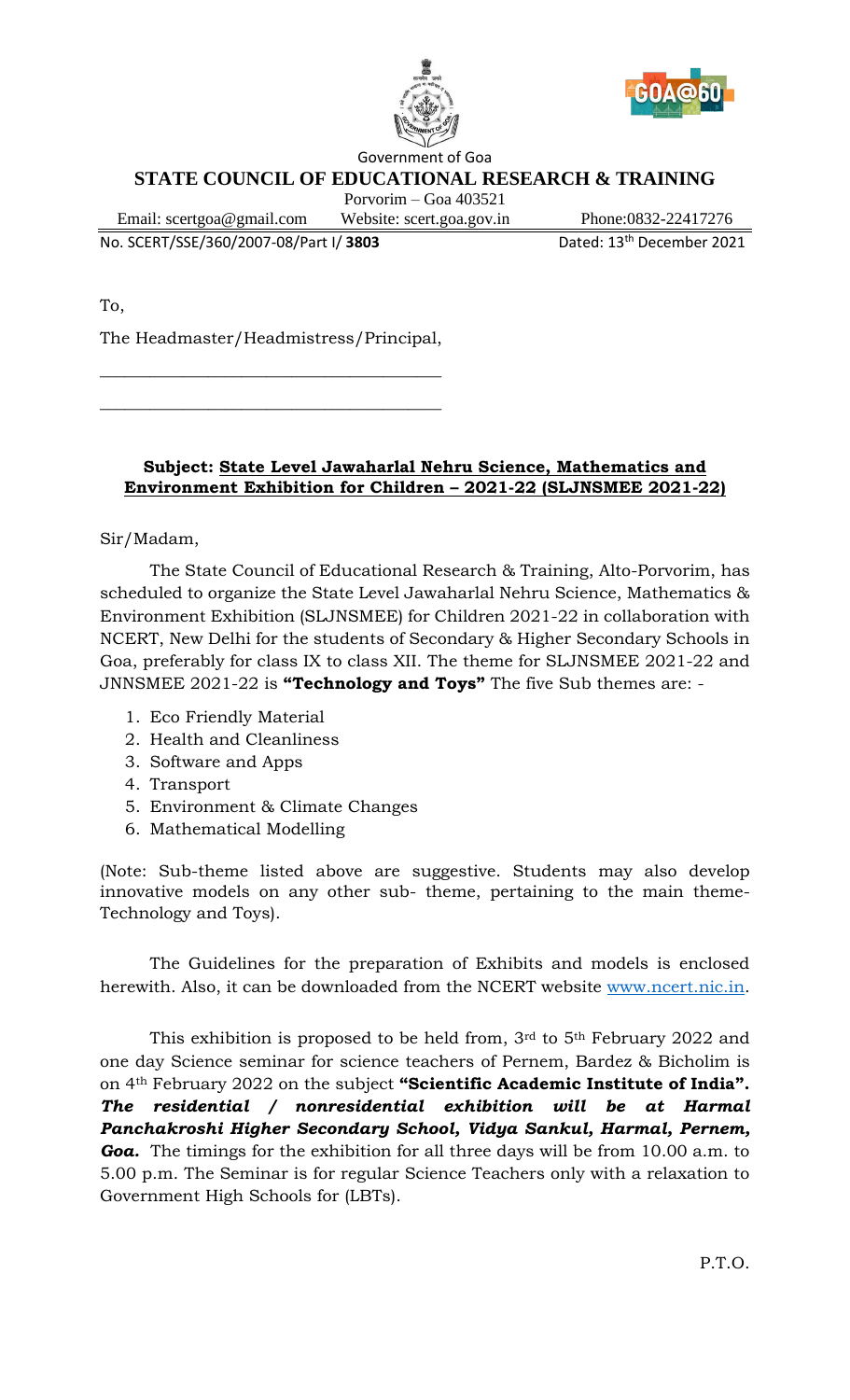Government of Goa

**STATE COUNCIL OF EDUCATIONAL RESEARCH & TRAINING**

Porvorim – Goa 403521

Email: scertgoa@gmail.com Website: scert.goa.gov.in Phone:0832-22417276

No. SCERT/SSE/360/2007-08/Part I/ **3803** Dated: 13th December 2021

To,

The Headmaster/Headmistress/Principal,

\_\_\_\_\_\_\_\_\_\_\_\_\_\_\_\_\_\_\_\_\_\_\_\_\_\_\_\_\_\_\_\_\_\_\_\_\_\_\_

\_\_\_\_\_\_\_\_\_\_\_\_\_\_\_\_\_\_\_\_\_\_\_\_\_\_\_\_\_\_\_\_\_\_\_\_\_\_\_

**Subject: State Level Jawaharlal Nehru Science, Mathematics and Environment Exhibition for Children – 2021-22 (SLJNSMEE 2021-22)**

Sir/Madam,

The State Council of Educational Research & Training, Alto-Porvorim, has scheduled to organize the State Level Jawaharlal Nehru Science, Mathematics & Environment Exhibition (SLJNSMEE) for Children 2021-22 in collaboration with NCERT, New Delhi for the students of Secondary & Higher Secondary Schools in Goa, preferably for class IX to class XII. The theme for SLJNSMEE 2021-22 and JNNSMEE 2021-22 is **"Technology and Toys"** The five Sub themes are: -

1. Eco Friendly Material
2. Health and Cleanliness
3. Software and Apps
4. Transport
5. Environment & Climate Changes
6. Mathematical Modelling

(Note: Sub-theme listed above are suggestive. Students may also develop innovative models on any other sub- theme, pertaining to the main theme- Technology and Toys).

The Guidelines for the preparation of Exhibits and models is enclosed herewith. Also, it can be downloaded from the NCERT website www.ncert.nic.in.

This exhibition is proposed to be held from, 3rd to 5th February 2022 and one day Science seminar for science teachers of Pernem, Bardez & Bicholim is on 4th February 2022 on the subject **"Scientific Academic Institute of India".** ***The residential / nonresidential exhibition will be at Harmal Panchakroshi Higher Secondary School, Vidya Sankul, Harmal, Pernem, Goa.*** The timings for the exhibition for all three days will be from 10.00 a.m. to 5.00 p.m. The Seminar is for regular Science Teachers only with a relaxation to Government High Schools for (LBTs).

P.T.O.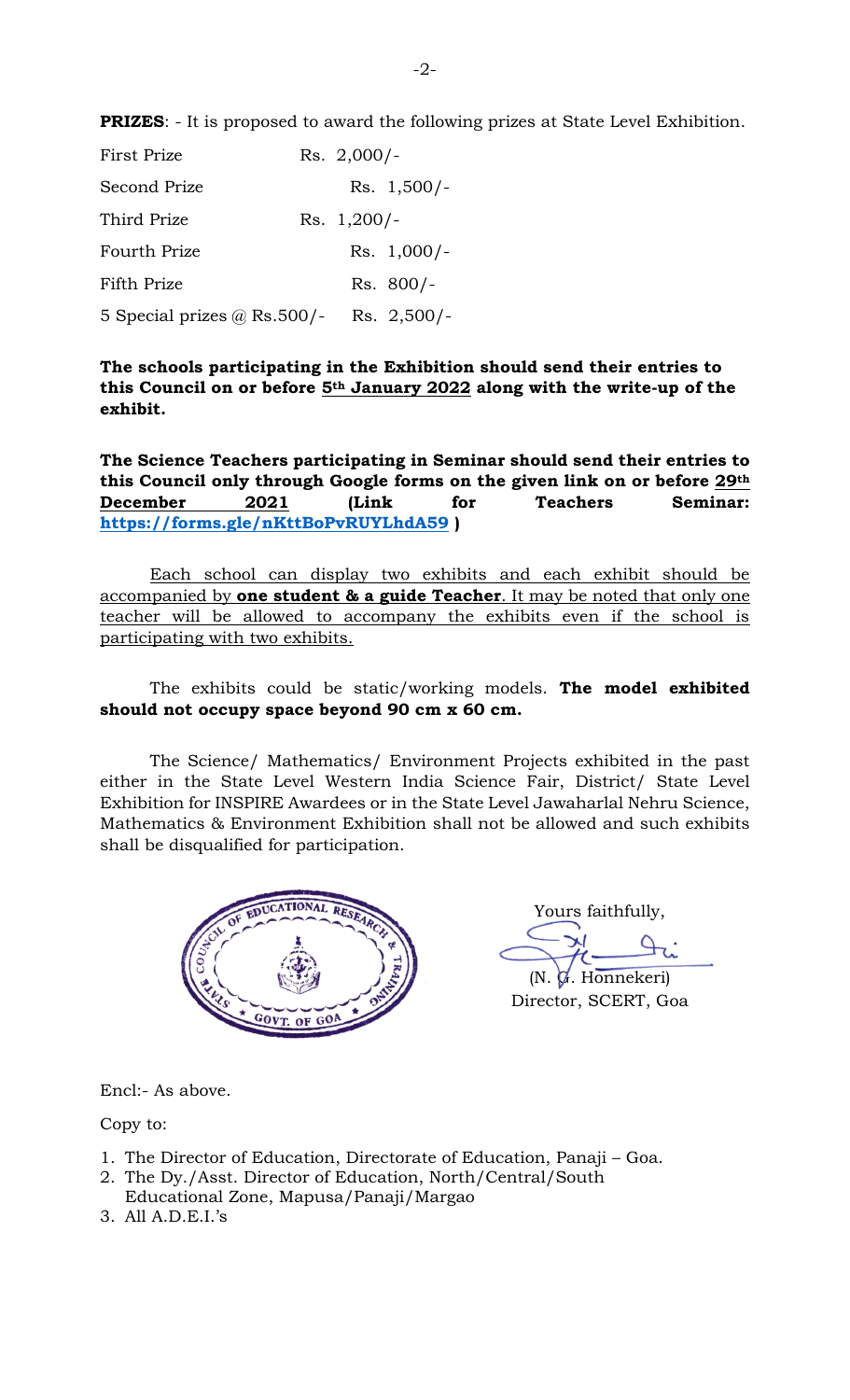**PRIZES**: - It is proposed to award the following prizes at State Level Exhibition.

| | |
|---|---|
| First Prize | Rs. 2,000/- |
| Second Prize | Rs. 1,500/- |
| Third Prize | Rs. 1,200/- |
| Fourth Prize | Rs. 1,000/- |
| Fifth Prize | Rs. 800/- |
| 5 Special prizes @ Rs.500/- | Rs. 2,500/- |

**The schools participating in the Exhibition should send their entries to this Council on or before 5th January 2022 along with the write-up of the exhibit.**

**The Science Teachers participating in Seminar should send their entries to this Council only through Google forms on the given link on or before 29th December 2021 (Link for Teachers Seminar: https://forms.gle/nKttBoPvRUYLhdA59 )**

Each school can display two exhibits and each exhibit should be accompanied by **one student & a guide Teacher**. It may be noted that only one teacher will be allowed to accompany the exhibits even if the school is participating with two exhibits.

The exhibits could be static/working models. **The model exhibited should not occupy space beyond 90 cm x 60 cm.**

The Science/ Mathematics/ Environment Projects exhibited in the past either in the State Level Western India Science Fair, District/ State Level Exhibition for INSPIRE Awardees or in the State Level Jawaharlal Nehru Science, Mathematics & Environment Exhibition shall not be allowed and such exhibits shall be disqualified for participation.

Yours faithfully,

(N. G. Honnekeri)
Director, SCERT, Goa

Encl:- As above.

Copy to:

1. The Director of Education, Directorate of Education, Panaji – Goa.
2. The Dy./Asst. Director of Education, North/Central/South Educational Zone, Mapusa/Panaji/Margao
3. All A.D.E.I.'s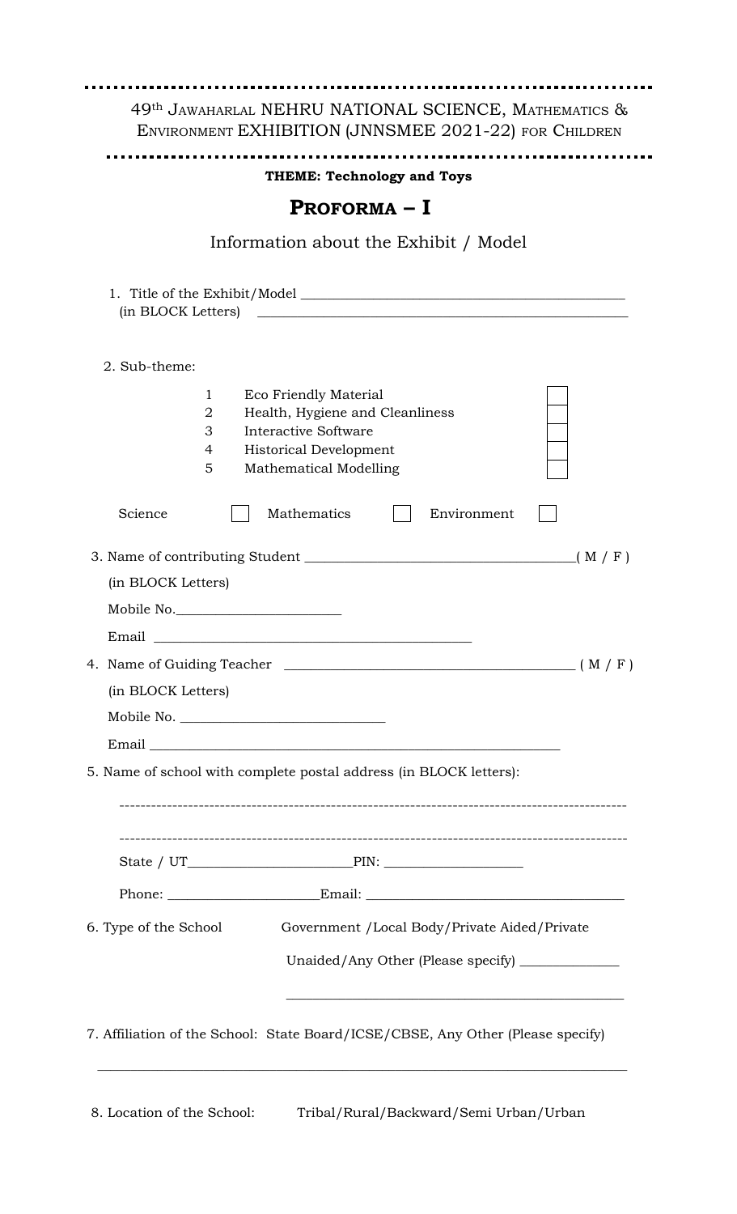49th JAWAHARLAL NEHRU NATIONAL SCIENCE, MATHEMATICS & ENVIRONMENT EXHIBITION (JNNSMEE 2021-22) FOR CHILDREN

**THEME: Technology and Toys**

# PROFORMA – I

## Information about the Exhibit / Model

1. Title of the Exhibit/Model ________________________________________________
   (in BLOCK Letters) ________________________________________________

2. Sub-theme:

| | | |
|---|---|---|
| 1 | Eco Friendly Material | ☐ |
| 2 | Health, Hygiene and Cleanliness | ☐ |
| 3 | Interactive Software | ☐ |
| 4 | Historical Development | ☐ |
| 5 | Mathematical Modelling | ☐ |

Science ☐ Mathematics ☐ Environment ☐

3. Name of contributing Student ____________________________________( M / F )
   (in BLOCK Letters)
   Mobile No.______________________
   Email ________________________________________

4. Name of Guiding Teacher ________________________________________ ( M / F )
   (in BLOCK Letters)
   Mobile No. ___________________________
   Email ________________________________________________________

5. Name of school with complete postal address (in BLOCK letters):

   ------------------------------------------------------------------------------------------------

   ------------------------------------------------------------------------------------------------

   State / UT______________________PIN: __________________

   Phone: ____________________Email: __________________________________

6. Type of the School Government /Local Body/Private Aided/Private Unaided/Any Other (Please specify) _____________

   ______________________________________________

7. Affiliation of the School: State Board/ICSE/CBSE, Any Other (Please specify)

   ______________________________________________________________________________

8. Location of the School: Tribal/Rural/Backward/Semi Urban/Urban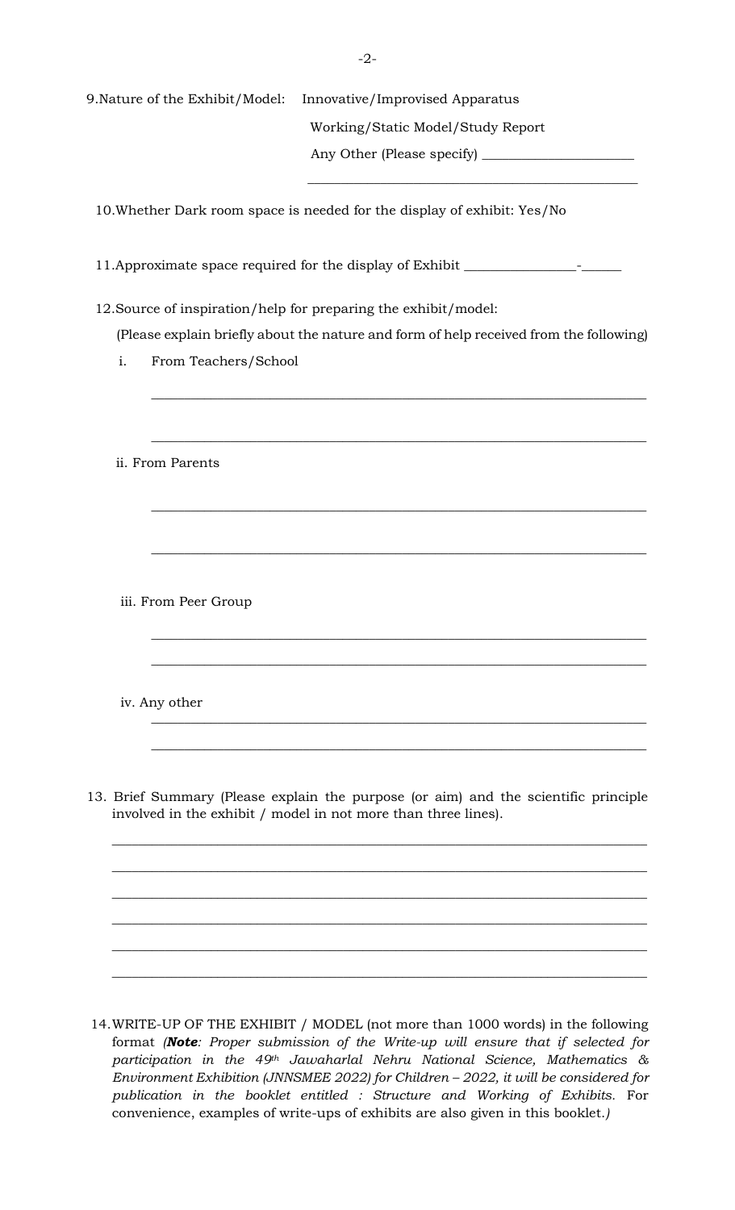9. Nature of the Exhibit/Model: Innovative/Improvised Apparatus

Working/Static Model/Study Report

Any Other (Please specify) ______________________

_______________________________________________

10. Whether Dark room space is needed for the display of exhibit: Yes/No

11. Approximate space required for the display of Exhibit ________________-______

12. Source of inspiration/help for preparing the exhibit/model:

(Please explain briefly about the nature and form of help received from the following)

i. From Teachers/School

_______________________________________________________________________

_______________________________________________________________________

ii. From Parents

_______________________________________________________________________

_______________________________________________________________________

iii. From Peer Group

_______________________________________________________________________

_______________________________________________________________________

iv. Any other

_______________________________________________________________________

_______________________________________________________________________

13. Brief Summary (Please explain the purpose (or aim) and the scientific principle involved in the exhibit / model in not more than three lines).

_________________________________________________________________________

_________________________________________________________________________

_________________________________________________________________________

_________________________________________________________________________

_________________________________________________________________________

_________________________________________________________________________

14. WRITE-UP OF THE EXHIBIT / MODEL (not more than 1000 words) in the following format *(**Note**: Proper submission of the Write-up will ensure that if selected for participation in the 49th Jawaharlal Nehru National Science, Mathematics & Environment Exhibition (JNNSMEE 2022) for Children – 2022, it will be considered for publication in the booklet entitled : Structure and Working of Exhibits.* For convenience, examples of write-ups of exhibits are also given in this booklet.*)*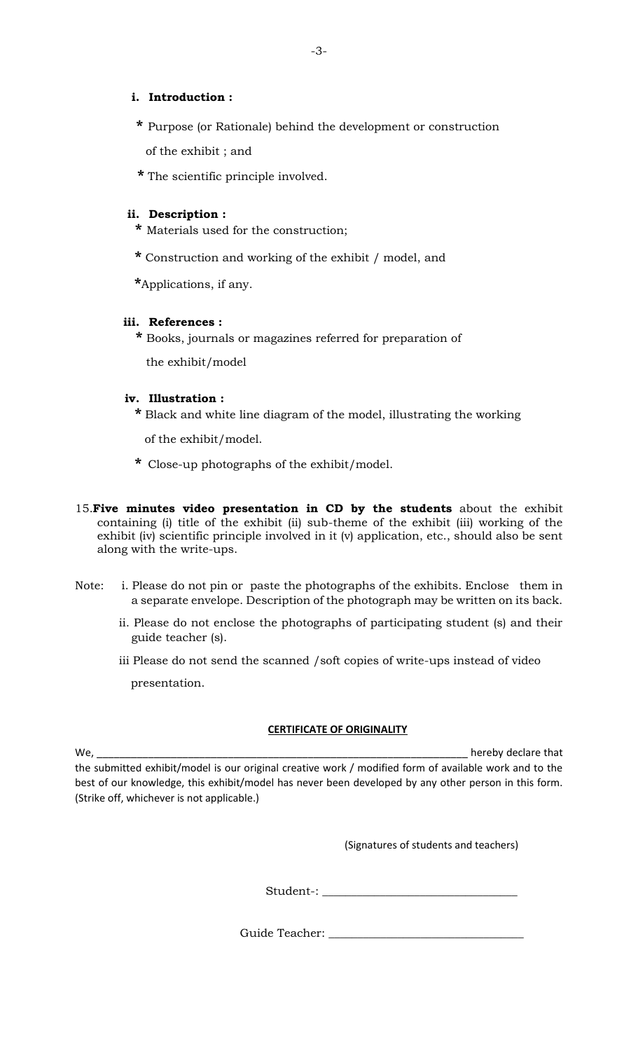**i. Introduction :**

* Purpose (or Rationale) behind the development or construction of the exhibit ; and
* The scientific principle involved.

**ii. Description :**

* Materials used for the construction;
* Construction and working of the exhibit / model, and
* Applications, if any.

**iii. References :**

* Books, journals or magazines referred for preparation of the exhibit/model

**iv. Illustration :**

* Black and white line diagram of the model, illustrating the working of the exhibit/model.
* Close-up photographs of the exhibit/model.

15. **Five minutes video presentation in CD by the students** about the exhibit containing (i) title of the exhibit (ii) sub-theme of the exhibit (iii) working of the exhibit (iv) scientific principle involved in it (v) application, etc., should also be sent along with the write-ups.

Note: i. Please do not pin or paste the photographs of the exhibits. Enclose them in a separate envelope. Description of the photograph may be written on its back.

ii. Please do not enclose the photographs of participating student (s) and their guide teacher (s).

iii Please do not send the scanned /soft copies of write-ups instead of video presentation.

**CERTIFICATE OF ORIGINALITY**

We, ________________________________________________________________ hereby declare that the submitted exhibit/model is our original creative work / modified form of available work and to the best of our knowledge, this exhibit/model has never been developed by any other person in this form. (Strike off, whichever is not applicable.)

(Signatures of students and teachers)

Student-: ________________________________

Guide Teacher: ________________________________